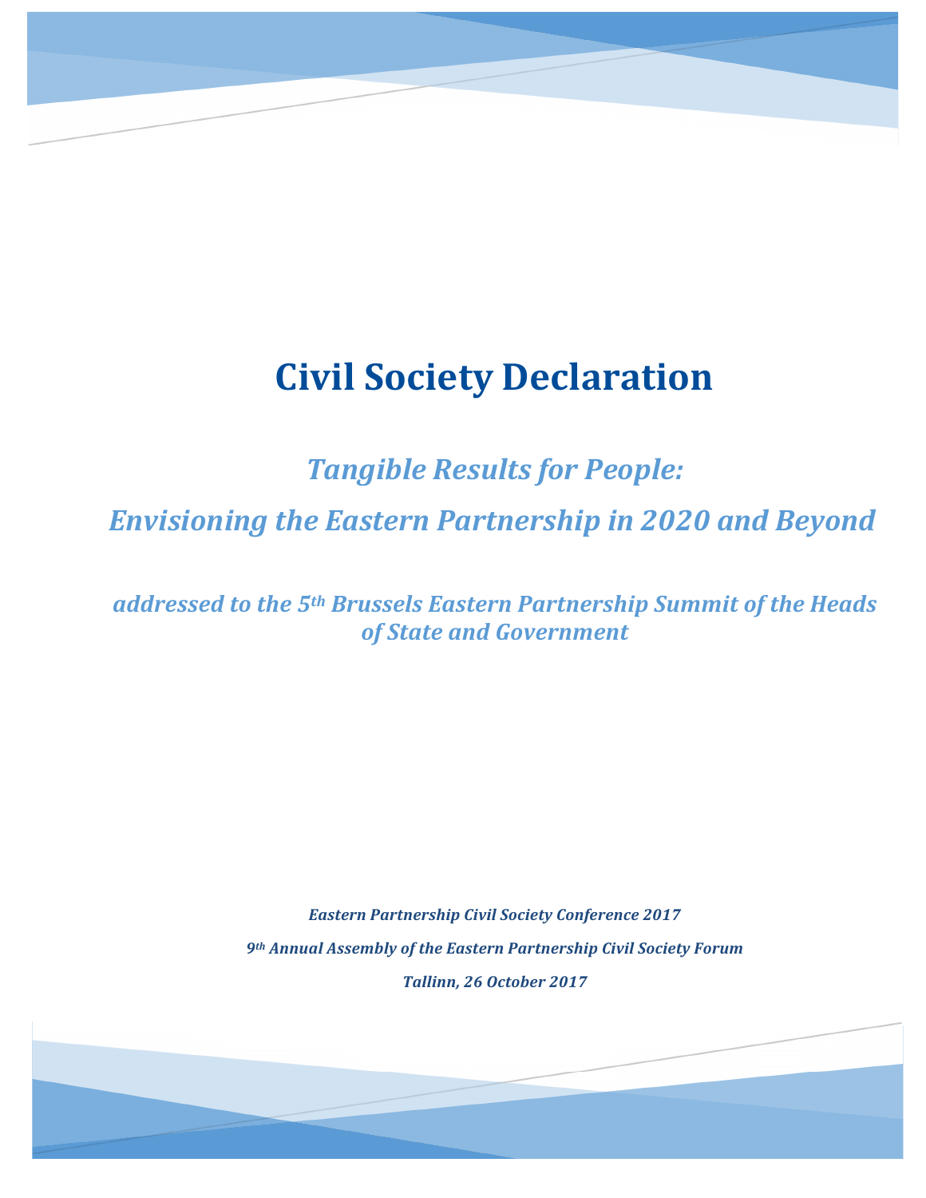# Civil Society Declaration

## *Tangible Results for People:*

## *Envisioning the Eastern Partnership in 2020 and Beyond*

***addressed to the 5th Brussels Eastern Partnership Summit of the Heads of State and Government***

***Eastern Partnership Civil Society Conference 2017***

***9th Annual Assembly of the Eastern Partnership Civil Society Forum***

***Tallinn, 26 October 2017***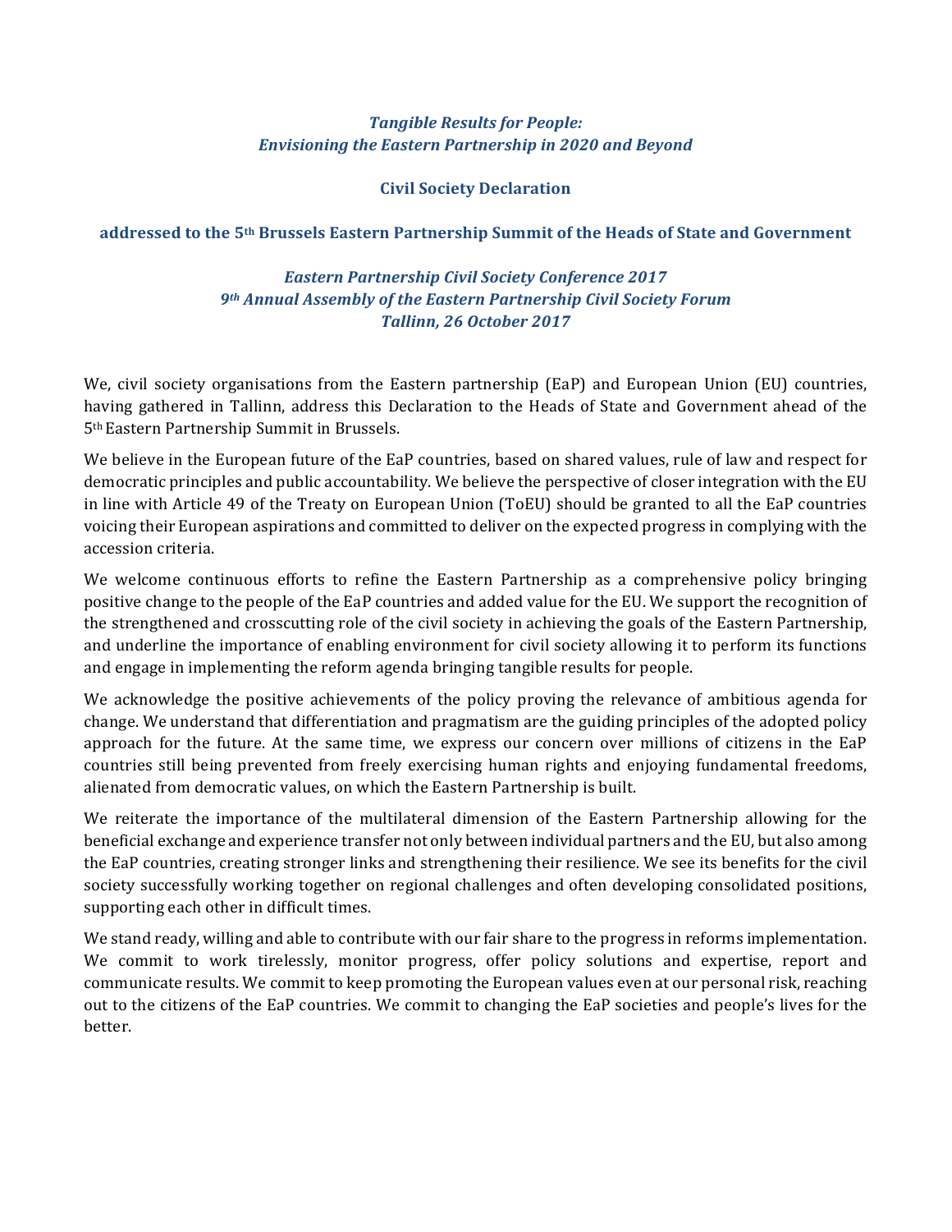***Tangible Results for People:***
***Envisioning the Eastern Partnership in 2020 and Beyond***

**Civil Society Declaration**

**addressed to the 5th Brussels Eastern Partnership Summit of the Heads of State and Government**

***Eastern Partnership Civil Society Conference 2017***
***9th Annual Assembly of the Eastern Partnership Civil Society Forum***
***Tallinn, 26 October 2017***

We, civil society organisations from the Eastern partnership (EaP) and European Union (EU) countries, having gathered in Tallinn, address this Declaration to the Heads of State and Government ahead of the 5th Eastern Partnership Summit in Brussels.

We believe in the European future of the EaP countries, based on shared values, rule of law and respect for democratic principles and public accountability. We believe the perspective of closer integration with the EU in line with Article 49 of the Treaty on European Union (ToEU) should be granted to all the EaP countries voicing their European aspirations and committed to deliver on the expected progress in complying with the accession criteria.

We welcome continuous efforts to refine the Eastern Partnership as a comprehensive policy bringing positive change to the people of the EaP countries and added value for the EU. We support the recognition of the strengthened and crosscutting role of the civil society in achieving the goals of the Eastern Partnership, and underline the importance of enabling environment for civil society allowing it to perform its functions and engage in implementing the reform agenda bringing tangible results for people.

We acknowledge the positive achievements of the policy proving the relevance of ambitious agenda for change. We understand that differentiation and pragmatism are the guiding principles of the adopted policy approach for the future. At the same time, we express our concern over millions of citizens in the EaP countries still being prevented from freely exercising human rights and enjoying fundamental freedoms, alienated from democratic values, on which the Eastern Partnership is built.

We reiterate the importance of the multilateral dimension of the Eastern Partnership allowing for the beneficial exchange and experience transfer not only between individual partners and the EU, but also among the EaP countries, creating stronger links and strengthening their resilience. We see its benefits for the civil society successfully working together on regional challenges and often developing consolidated positions, supporting each other in difficult times.

We stand ready, willing and able to contribute with our fair share to the progress in reforms implementation. We commit to work tirelessly, monitor progress, offer policy solutions and expertise, report and communicate results. We commit to keep promoting the European values even at our personal risk, reaching out to the citizens of the EaP countries. We commit to changing the EaP societies and people's lives for the better.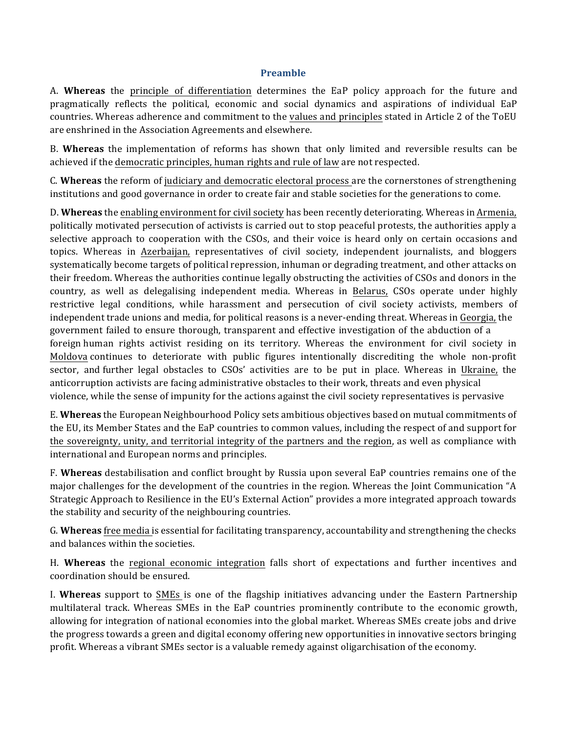## Preamble

A. **Whereas** the principle of differentiation determines the EaP policy approach for the future and pragmatically reflects the political, economic and social dynamics and aspirations of individual EaP countries. Whereas adherence and commitment to the values and principles stated in Article 2 of the ToEU are enshrined in the Association Agreements and elsewhere.

B. **Whereas** the implementation of reforms has shown that only limited and reversible results can be achieved if the democratic principles, human rights and rule of law are not respected.

C. **Whereas** the reform of judiciary and democratic electoral process are the cornerstones of strengthening institutions and good governance in order to create fair and stable societies for the generations to come.

D. **Whereas** the enabling environment for civil society has been recently deteriorating. Whereas in Armenia, politically motivated persecution of activists is carried out to stop peaceful protests, the authorities apply a selective approach to cooperation with the CSOs, and their voice is heard only on certain occasions and topics. Whereas in Azerbaijan, representatives of civil society, independent journalists, and bloggers systematically become targets of political repression, inhuman or degrading treatment, and other attacks on their freedom. Whereas the authorities continue legally obstructing the activities of CSOs and donors in the country, as well as delegalising independent media. Whereas in Belarus, CSOs operate under highly restrictive legal conditions, while harassment and persecution of civil society activists, members of independent trade unions and media, for political reasons is a never-ending threat. Whereas in Georgia, the government failed to ensure thorough, transparent and effective investigation of the abduction of a foreign human rights activist residing on its territory. Whereas the environment for civil society in Moldova continues to deteriorate with public figures intentionally discrediting the whole non-profit sector, and further legal obstacles to CSOs' activities are to be put in place. Whereas in Ukraine, the anticorruption activists are facing administrative obstacles to their work, threats and even physical violence, while the sense of impunity for the actions against the civil society representatives is pervasive

E. **Whereas** the European Neighbourhood Policy sets ambitious objectives based on mutual commitments of the EU, its Member States and the EaP countries to common values, including the respect of and support for the sovereignty, unity, and territorial integrity of the partners and the region, as well as compliance with international and European norms and principles.

F. **Whereas** destabilisation and conflict brought by Russia upon several EaP countries remains one of the major challenges for the development of the countries in the region. Whereas the Joint Communication "A Strategic Approach to Resilience in the EU's External Action" provides a more integrated approach towards the stability and security of the neighbouring countries.

G. **Whereas** free media is essential for facilitating transparency, accountability and strengthening the checks and balances within the societies.

H. **Whereas** the regional economic integration falls short of expectations and further incentives and coordination should be ensured.

I. **Whereas** support to SMEs is one of the flagship initiatives advancing under the Eastern Partnership multilateral track. Whereas SMEs in the EaP countries prominently contribute to the economic growth, allowing for integration of national economies into the global market. Whereas SMEs create jobs and drive the progress towards a green and digital economy offering new opportunities in innovative sectors bringing profit. Whereas a vibrant SMEs sector is a valuable remedy against oligarchisation of the economy.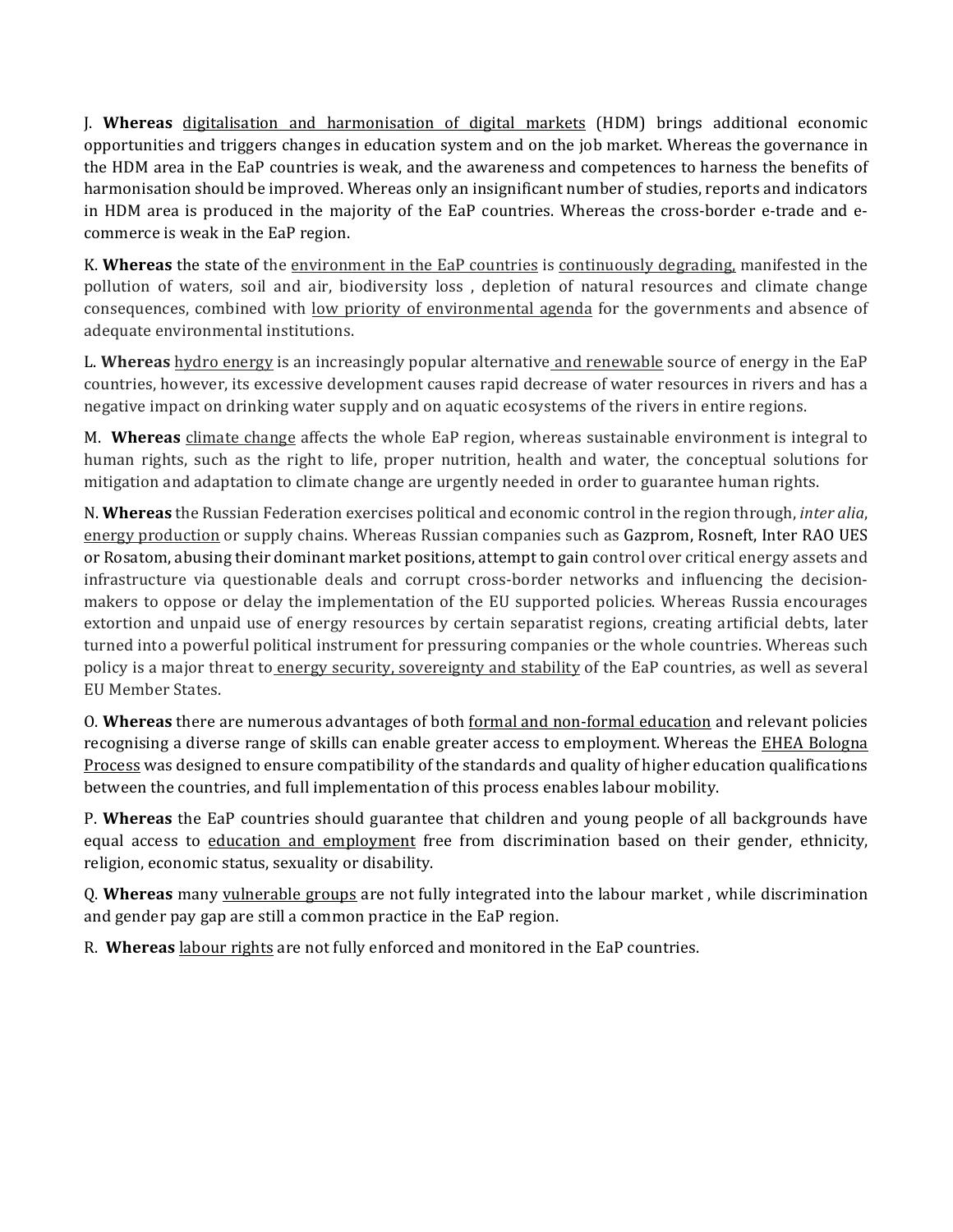J. **Whereas** digitalisation and harmonisation of digital markets (HDM) brings additional economic opportunities and triggers changes in education system and on the job market. Whereas the governance in the HDM area in the EaP countries is weak, and the awareness and competences to harness the benefits of harmonisation should be improved. Whereas only an insignificant number of studies, reports and indicators in HDM area is produced in the majority of the EaP countries. Whereas the cross-border e-trade and e-commerce is weak in the EaP region.

K. **Whereas** the state of the environment in the EaP countries is continuously degrading, manifested in the pollution of waters, soil and air, biodiversity loss , depletion of natural resources and climate change consequences, combined with low priority of environmental agenda for the governments and absence of adequate environmental institutions.

L. **Whereas** hydro energy is an increasingly popular alternative and renewable source of energy in the EaP countries, however, its excessive development causes rapid decrease of water resources in rivers and has a negative impact on drinking water supply and on aquatic ecosystems of the rivers in entire regions.

M. **Whereas** climate change affects the whole EaP region, whereas sustainable environment is integral to human rights, such as the right to life, proper nutrition, health and water, the conceptual solutions for mitigation and adaptation to climate change are urgently needed in order to guarantee human rights.

N. **Whereas** the Russian Federation exercises political and economic control in the region through, *inter alia*, energy production or supply chains. Whereas Russian companies such as Gazprom, Rosneft, Inter RAO UES or Rosatom, abusing their dominant market positions, attempt to gain control over critical energy assets and infrastructure via questionable deals and corrupt cross-border networks and influencing the decision-makers to oppose or delay the implementation of the EU supported policies. Whereas Russia encourages extortion and unpaid use of energy resources by certain separatist regions, creating artificial debts, later turned into a powerful political instrument for pressuring companies or the whole countries. Whereas such policy is a major threat to energy security, sovereignty and stability of the EaP countries, as well as several EU Member States.

O. **Whereas** there are numerous advantages of both formal and non-formal education and relevant policies recognising a diverse range of skills can enable greater access to employment. Whereas the EHEA Bologna Process was designed to ensure compatibility of the standards and quality of higher education qualifications between the countries, and full implementation of this process enables labour mobility.

P. **Whereas** the EaP countries should guarantee that children and young people of all backgrounds have equal access to education and employment free from discrimination based on their gender, ethnicity, religion, economic status, sexuality or disability.

Q. **Whereas** many vulnerable groups are not fully integrated into the labour market , while discrimination and gender pay gap are still a common practice in the EaP region.

R. **Whereas** labour rights are not fully enforced and monitored in the EaP countries.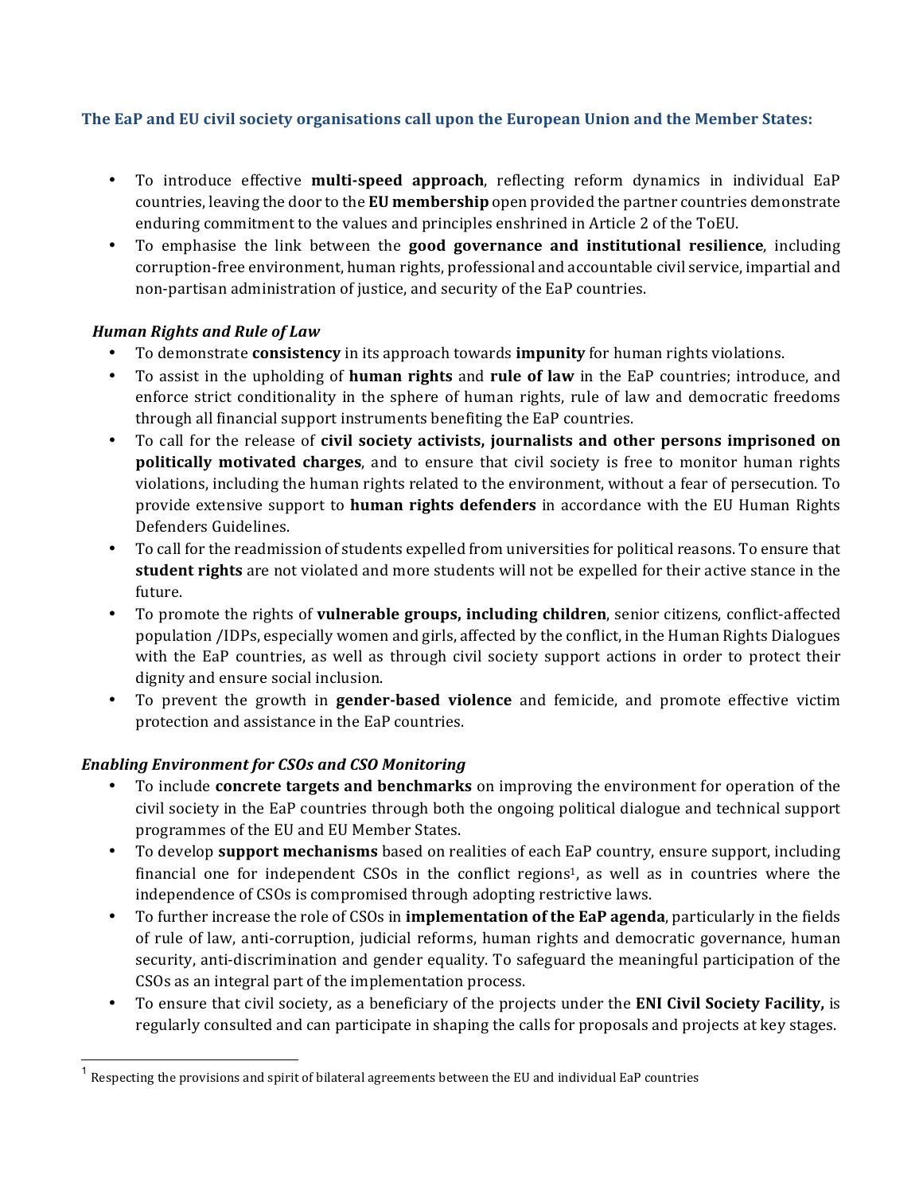**The EaP and EU civil society organisations call upon the European Union and the Member States:**

- To introduce effective **multi-speed approach**, reflecting reform dynamics in individual EaP countries, leaving the door to the **EU membership** open provided the partner countries demonstrate enduring commitment to the values and principles enshrined in Article 2 of the ToEU.
- To emphasise the link between the **good governance and institutional resilience**, including corruption-free environment, human rights, professional and accountable civil service, impartial and non-partisan administration of justice, and security of the EaP countries.

***Human Rights and Rule of Law***

- To demonstrate **consistency** in its approach towards **impunity** for human rights violations.
- To assist in the upholding of **human rights** and **rule of law** in the EaP countries; introduce, and enforce strict conditionality in the sphere of human rights, rule of law and democratic freedoms through all financial support instruments benefiting the EaP countries.
- To call for the release of **civil society activists, journalists and other persons imprisoned on politically motivated charges**, and to ensure that civil society is free to monitor human rights violations, including the human rights related to the environment, without a fear of persecution. To provide extensive support to **human rights defenders** in accordance with the EU Human Rights Defenders Guidelines.
- To call for the readmission of students expelled from universities for political reasons. To ensure that **student rights** are not violated and more students will not be expelled for their active stance in the future.
- To promote the rights of **vulnerable groups, including children**, senior citizens, conflict-affected population /IDPs, especially women and girls, affected by the conflict, in the Human Rights Dialogues with the EaP countries, as well as through civil society support actions in order to protect their dignity and ensure social inclusion.
- To prevent the growth in **gender-based violence** and femicide, and promote effective victim protection and assistance in the EaP countries.

***Enabling Environment for CSOs and CSO Monitoring***

- To include **concrete targets and benchmarks** on improving the environment for operation of the civil society in the EaP countries through both the ongoing political dialogue and technical support programmes of the EU and EU Member States.
- To develop **support mechanisms** based on realities of each EaP country, ensure support, including financial one for independent CSOs in the conflict regions[1], as well as in countries where the independence of CSOs is compromised through adopting restrictive laws.
- To further increase the role of CSOs in **implementation of the EaP agenda**, particularly in the fields of rule of law, anti-corruption, judicial reforms, human rights and democratic governance, human security, anti-discrimination and gender equality. To safeguard the meaningful participation of the CSOs as an integral part of the implementation process.
- To ensure that civil society, as a beneficiary of the projects under the **ENI Civil Society Facility,** is regularly consulted and can participate in shaping the calls for proposals and projects at key stages.

[1] Respecting the provisions and spirit of bilateral agreements between the EU and individual EaP countries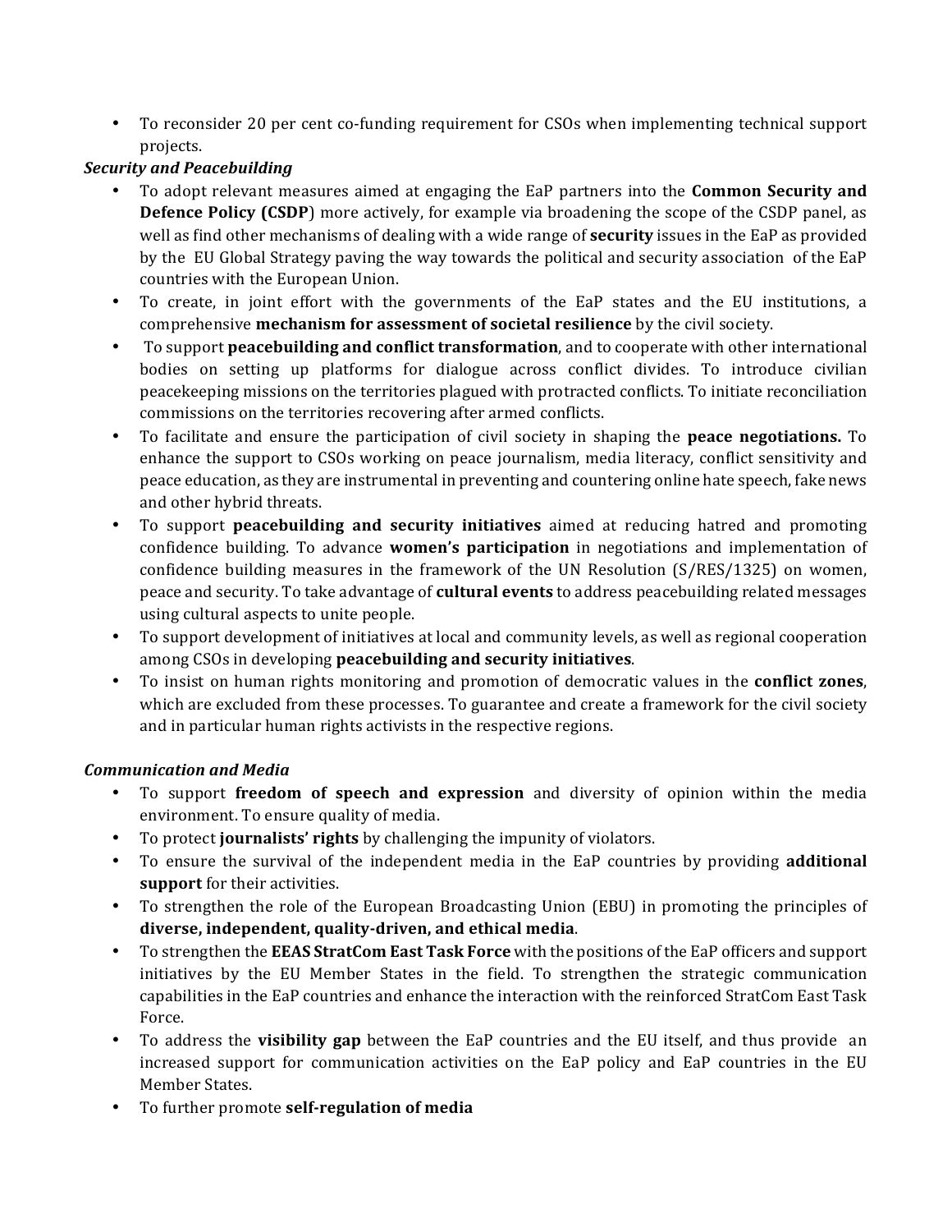- To reconsider 20 per cent co-funding requirement for CSOs when implementing technical support projects.

***Security and Peacebuilding***

- To adopt relevant measures aimed at engaging the EaP partners into the **Common Security and Defence Policy (CSDP**) more actively, for example via broadening the scope of the CSDP panel, as well as find other mechanisms of dealing with a wide range of **security** issues in the EaP as provided by the EU Global Strategy paving the way towards the political and security association of the EaP countries with the European Union.
- To create, in joint effort with the governments of the EaP states and the EU institutions, a comprehensive **mechanism for assessment of societal resilience** by the civil society.
- To support **peacebuilding and conflict transformation**, and to cooperate with other international bodies on setting up platforms for dialogue across conflict divides. To introduce civilian peacekeeping missions on the territories plagued with protracted conflicts. To initiate reconciliation commissions on the territories recovering after armed conflicts.
- To facilitate and ensure the participation of civil society in shaping the **peace negotiations.** To enhance the support to CSOs working on peace journalism, media literacy, conflict sensitivity and peace education, as they are instrumental in preventing and countering online hate speech, fake news and other hybrid threats.
- To support **peacebuilding and security initiatives** aimed at reducing hatred and promoting confidence building. To advance **women's participation** in negotiations and implementation of confidence building measures in the framework of the UN Resolution (S/RES/1325) on women, peace and security. To take advantage of **cultural events** to address peacebuilding related messages using cultural aspects to unite people.
- To support development of initiatives at local and community levels, as well as regional cooperation among CSOs in developing **peacebuilding and security initiatives**.
- To insist on human rights monitoring and promotion of democratic values in the **conflict zones**, which are excluded from these processes. To guarantee and create a framework for the civil society and in particular human rights activists in the respective regions.

***Communication and Media***

- To support **freedom of speech and expression** and diversity of opinion within the media environment. To ensure quality of media.
- To protect **journalists' rights** by challenging the impunity of violators.
- To ensure the survival of the independent media in the EaP countries by providing **additional support** for their activities.
- To strengthen the role of the European Broadcasting Union (EBU) in promoting the principles of **diverse, independent, quality-driven, and ethical media**.
- To strengthen the **EEAS StratCom East Task Force** with the positions of the EaP officers and support initiatives by the EU Member States in the field. To strengthen the strategic communication capabilities in the EaP countries and enhance the interaction with the reinforced StratCom East Task Force.
- To address the **visibility gap** between the EaP countries and the EU itself, and thus provide an increased support for communication activities on the EaP policy and EaP countries in the EU Member States.
- To further promote **self-regulation of media**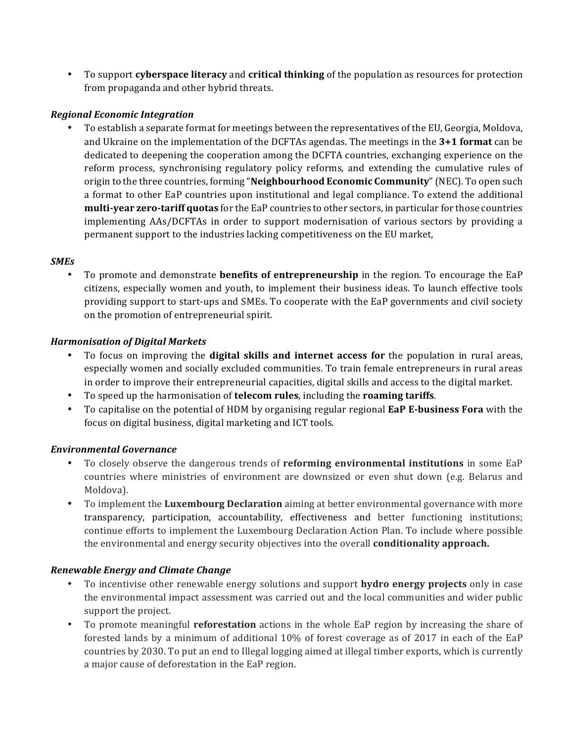- To support **cyberspace literacy** and **critical thinking** of the population as resources for protection from propaganda and other hybrid threats.

***Regional Economic Integration***

- To establish a separate format for meetings between the representatives of the EU, Georgia, Moldova, and Ukraine on the implementation of the DCFTAs agendas. The meetings in the **3+1 format** can be dedicated to deepening the cooperation among the DCFTA countries, exchanging experience on the reform process, synchronising regulatory policy reforms, and extending the cumulative rules of origin to the three countries, forming "**Neighbourhood Economic Community**" (NEC). To open such a format to other EaP countries upon institutional and legal compliance. To extend the additional **multi-year zero-tariff quotas** for the EaP countries to other sectors, in particular for those countries implementing AAs/DCFTAs in order to support modernisation of various sectors by providing a permanent support to the industries lacking competitiveness on the EU market,

***SMEs***

- To promote and demonstrate **benefits of entrepreneurship** in the region. To encourage the EaP citizens, especially women and youth, to implement their business ideas. To launch effective tools providing support to start-ups and SMEs. To cooperate with the EaP governments and civil society on the promotion of entrepreneurial spirit.

***Harmonisation of Digital Markets***

- To focus on improving the **digital skills and internet access for** the population in rural areas, especially women and socially excluded communities. To train female entrepreneurs in rural areas in order to improve their entrepreneurial capacities, digital skills and access to the digital market.
- To speed up the harmonisation of **telecom rules**, including the **roaming tariffs**.
- To capitalise on the potential of HDM by organising regular regional **EaP E-business Fora** with the focus on digital business, digital marketing and ICT tools.

***Environmental Governance***

- To closely observe the dangerous trends of **reforming environmental institutions** in some EaP countries where ministries of environment are downsized or even shut down (e.g. Belarus and Moldova).
- To implement the **Luxembourg Declaration** aiming at better environmental governance with more transparency, participation, accountability, effectiveness and better functioning institutions; continue efforts to implement the Luxembourg Declaration Action Plan. To include where possible the environmental and energy security objectives into the overall **conditionality approach.**

***Renewable Energy and Climate Change***

- To incentivise other renewable energy solutions and support **hydro energy projects** only in case the environmental impact assessment was carried out and the local communities and wider public support the project.
- To promote meaningful **reforestation** actions in the whole EaP region by increasing the share of forested lands by a minimum of additional 10% of forest coverage as of 2017 in each of the EaP countries by 2030. To put an end to Illegal logging aimed at illegal timber exports, which is currently a major cause of deforestation in the EaP region.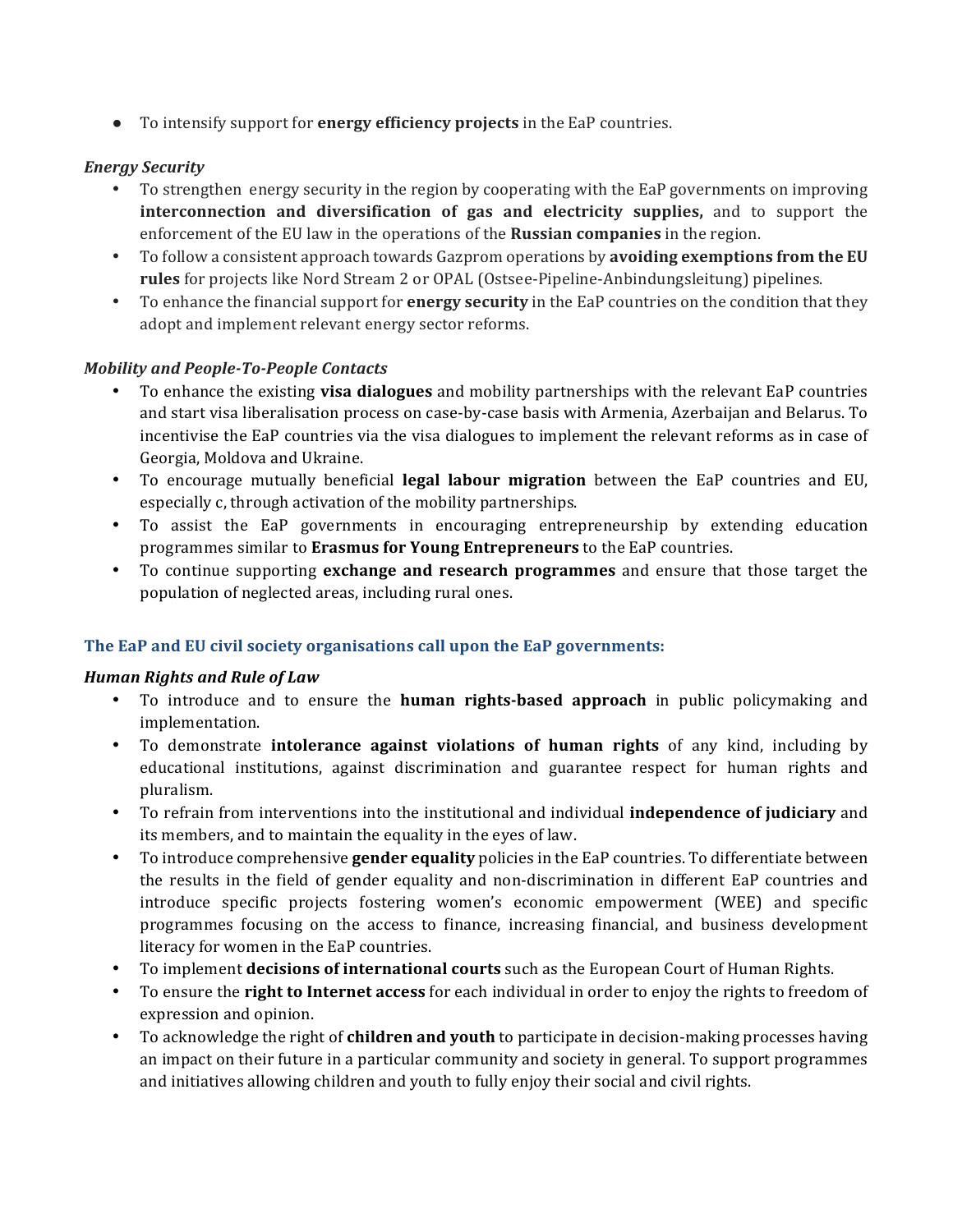- To intensify support for **energy efficiency projects** in the EaP countries.

***Energy Security***

- To strengthen energy security in the region by cooperating with the EaP governments on improving **interconnection and diversification of gas and electricity supplies,** and to support the enforcement of the EU law in the operations of the **Russian companies** in the region.
- To follow a consistent approach towards Gazprom operations by **avoiding exemptions from the EU rules** for projects like Nord Stream 2 or OPAL (Ostsee-Pipeline-Anbindungsleitung) pipelines.
- To enhance the financial support for **energy security** in the EaP countries on the condition that they adopt and implement relevant energy sector reforms.

***Mobility and People-To-People Contacts***

- To enhance the existing **visa dialogues** and mobility partnerships with the relevant EaP countries and start visa liberalisation process on case-by-case basis with Armenia, Azerbaijan and Belarus. To incentivise the EaP countries via the visa dialogues to implement the relevant reforms as in case of Georgia, Moldova and Ukraine.
- To encourage mutually beneficial **legal labour migration** between the EaP countries and EU, especially c, through activation of the mobility partnerships.
- To assist the EaP governments in encouraging entrepreneurship by extending education programmes similar to **Erasmus for Young Entrepreneurs** to the EaP countries.
- To continue supporting **exchange and research programmes** and ensure that those target the population of neglected areas, including rural ones.

## The EaP and EU civil society organisations call upon the EaP governments:

***Human Rights and Rule of Law***

- To introduce and to ensure the **human rights-based approach** in public policymaking and implementation.
- To demonstrate **intolerance against violations of human rights** of any kind, including by educational institutions, against discrimination and guarantee respect for human rights and pluralism.
- To refrain from interventions into the institutional and individual **independence of judiciary** and its members, and to maintain the equality in the eyes of law.
- To introduce comprehensive **gender equality** policies in the EaP countries. To differentiate between the results in the field of gender equality and non-discrimination in different EaP countries and introduce specific projects fostering women's economic empowerment (WEE) and specific programmes focusing on the access to finance, increasing financial, and business development literacy for women in the EaP countries.
- To implement **decisions of international courts** such as the European Court of Human Rights.
- To ensure the **right to Internet access** for each individual in order to enjoy the rights to freedom of expression and opinion.
- To acknowledge the right of **children and youth** to participate in decision-making processes having an impact on their future in a particular community and society in general. To support programmes and initiatives allowing children and youth to fully enjoy their social and civil rights.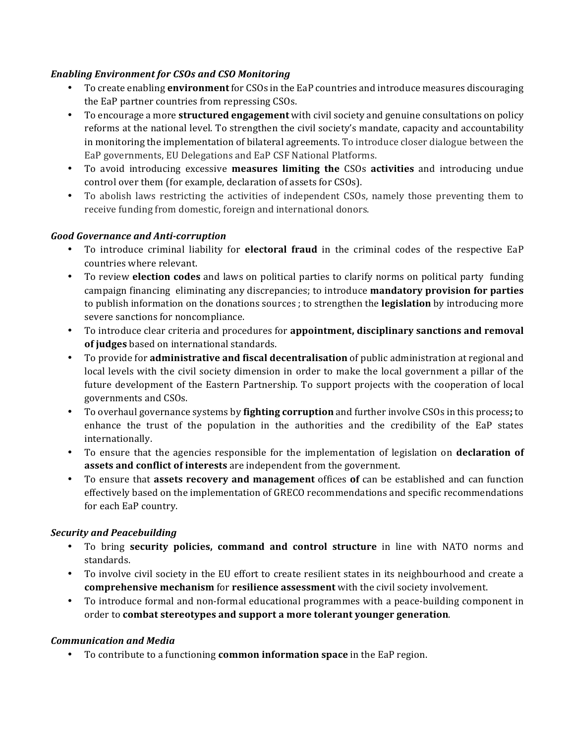***Enabling Environment for CSOs and CSO Monitoring***

- To create enabling **environment** for CSOs in the EaP countries and introduce measures discouraging the EaP partner countries from repressing CSOs.
- To encourage a more **structured engagement** with civil society and genuine consultations on policy reforms at the national level. To strengthen the civil society's mandate, capacity and accountability in monitoring the implementation of bilateral agreements. To introduce closer dialogue between the EaP governments, EU Delegations and EaP CSF National Platforms.
- To avoid introducing excessive **measures limiting the** CSOs **activities** and introducing undue control over them (for example, declaration of assets for CSOs).
- To abolish laws restricting the activities of independent CSOs, namely those preventing them to receive funding from domestic, foreign and international donors.

***Good Governance and Anti-corruption***

- To introduce criminal liability for **electoral fraud** in the criminal codes of the respective EaP countries where relevant.
- To review **election codes** and laws on political parties to clarify norms on political party funding campaign financing eliminating any discrepancies; to introduce **mandatory provision for parties** to publish information on the donations sources ; to strengthen the **legislation** by introducing more severe sanctions for noncompliance.
- To introduce clear criteria and procedures for **appointment, disciplinary sanctions and removal of judges** based on international standards.
- To provide for **administrative and fiscal decentralisation** of public administration at regional and local levels with the civil society dimension in order to make the local government a pillar of the future development of the Eastern Partnership. To support projects with the cooperation of local governments and CSOs.
- To overhaul governance systems by **fighting corruption** and further involve CSOs in this process**;** to enhance the trust of the population in the authorities and the credibility of the EaP states internationally.
- To ensure that the agencies responsible for the implementation of legislation on **declaration of assets and conflict of interests** are independent from the government.
- To ensure that **assets recovery and management** offices **of** can be established and can function effectively based on the implementation of GRECO recommendations and specific recommendations for each EaP country.

***Security and Peacebuilding***

- To bring **security policies, command and control structure** in line with NATO norms and standards.
- To involve civil society in the EU effort to create resilient states in its neighbourhood and create a **comprehensive mechanism** for **resilience assessment** with the civil society involvement.
- To introduce formal and non-formal educational programmes with a peace-building component in order to **combat stereotypes and support a more tolerant younger generation**.

***Communication and Media***

- To contribute to a functioning **common information space** in the EaP region.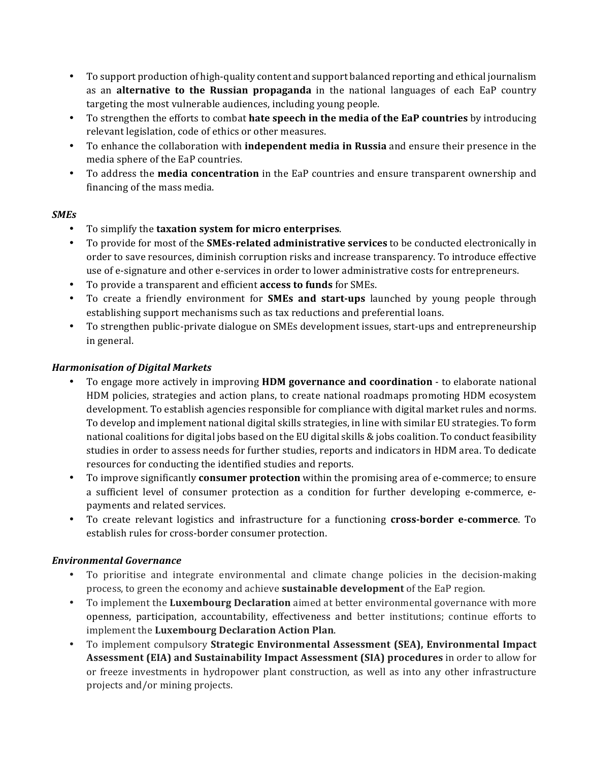- To support production of high-quality content and support balanced reporting and ethical journalism as an **alternative to the Russian propaganda** in the national languages of each EaP country targeting the most vulnerable audiences, including young people.
- To strengthen the efforts to combat **hate speech in the media of the EaP countries** by introducing relevant legislation, code of ethics or other measures.
- To enhance the collaboration with **independent media in Russia** and ensure their presence in the media sphere of the EaP countries.
- To address the **media concentration** in the EaP countries and ensure transparent ownership and financing of the mass media.

***SMEs***

- To simplify the **taxation system for micro enterprises**.
- To provide for most of the **SMEs-related administrative services** to be conducted electronically in order to save resources, diminish corruption risks and increase transparency. To introduce effective use of e-signature and other e-services in order to lower administrative costs for entrepreneurs.
- To provide a transparent and efficient **access to funds** for SMEs.
- To create a friendly environment for **SMEs and start-ups** launched by young people through establishing support mechanisms such as tax reductions and preferential loans.
- To strengthen public-private dialogue on SMEs development issues, start-ups and entrepreneurship in general.

***Harmonisation of Digital Markets***

- To engage more actively in improving **HDM governance and coordination** - to elaborate national HDM policies, strategies and action plans, to create national roadmaps promoting HDM ecosystem development. To establish agencies responsible for compliance with digital market rules and norms. To develop and implement national digital skills strategies, in line with similar EU strategies. To form national coalitions for digital jobs based on the EU digital skills & jobs coalition. To conduct feasibility studies in order to assess needs for further studies, reports and indicators in HDM area. To dedicate resources for conducting the identified studies and reports.
- To improve significantly **consumer protection** within the promising area of e-commerce; to ensure a sufficient level of consumer protection as a condition for further developing e-commerce, e-payments and related services.
- To create relevant logistics and infrastructure for a functioning **cross-border e-commerce**. To establish rules for cross-border consumer protection.

***Environmental Governance***

- To prioritise and integrate environmental and climate change policies in the decision-making process, to green the economy and achieve **sustainable development** of the EaP region.
- To implement the **Luxembourg Declaration** aimed at better environmental governance with more openness, participation, accountability, effectiveness and better institutions; continue efforts to implement the **Luxembourg Declaration Action Plan**.
- To implement compulsory **Strategic Environmental Assessment (SEA), Environmental Impact Assessment (EIA) and Sustainability Impact Assessment (SIA) procedures** in order to allow for or freeze investments in hydropower plant construction, as well as into any other infrastructure projects and/or mining projects.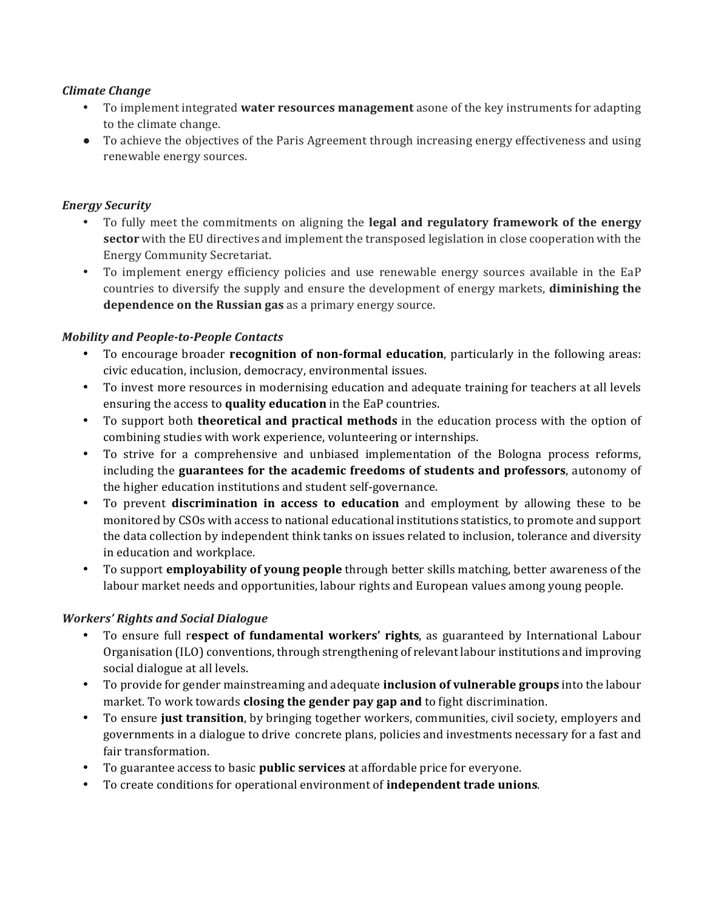*Climate Change*

- To implement integrated **water resources management** asone of the key instruments for adapting to the climate change.
- To achieve the objectives of the Paris Agreement through increasing energy effectiveness and using renewable energy sources.

*Energy Security*

- To fully meet the commitments on aligning the **legal and regulatory framework of the energy sector** with the EU directives and implement the transposed legislation in close cooperation with the Energy Community Secretariat.
- To implement energy efficiency policies and use renewable energy sources available in the EaP countries to diversify the supply and ensure the development of energy markets, **diminishing the dependence on the Russian gas** as a primary energy source.

*Mobility and People-to-People Contacts*

- To encourage broader **recognition of non-formal education**, particularly in the following areas: civic education, inclusion, democracy, environmental issues.
- To invest more resources in modernising education and adequate training for teachers at all levels ensuring the access to **quality education** in the EaP countries.
- To support both **theoretical and practical methods** in the education process with the option of combining studies with work experience, volunteering or internships.
- To strive for a comprehensive and unbiased implementation of the Bologna process reforms, including the **guarantees for the academic freedoms of students and professors**, autonomy of the higher education institutions and student self-governance.
- To prevent **discrimination in access to education** and employment by allowing these to be monitored by CSOs with access to national educational institutions statistics, to promote and support the data collection by independent think tanks on issues related to inclusion, tolerance and diversity in education and workplace.
- To support **employability of young people** through better skills matching, better awareness of the labour market needs and opportunities, labour rights and European values among young people.

*Workers' Rights and Social Dialogue*

- To ensure full r**espect of fundamental workers' rights**, as guaranteed by International Labour Organisation (ILO) conventions, through strengthening of relevant labour institutions and improving social dialogue at all levels.
- To provide for gender mainstreaming and adequate **inclusion of vulnerable groups** into the labour market. To work towards **closing the gender pay gap and** to fight discrimination.
- To ensure **just transition**, by bringing together workers, communities, civil society, employers and governments in a dialogue to drive concrete plans, policies and investments necessary for a fast and fair transformation.
- To guarantee access to basic **public services** at affordable price for everyone.
- To create conditions for operational environment of **independent trade unions**.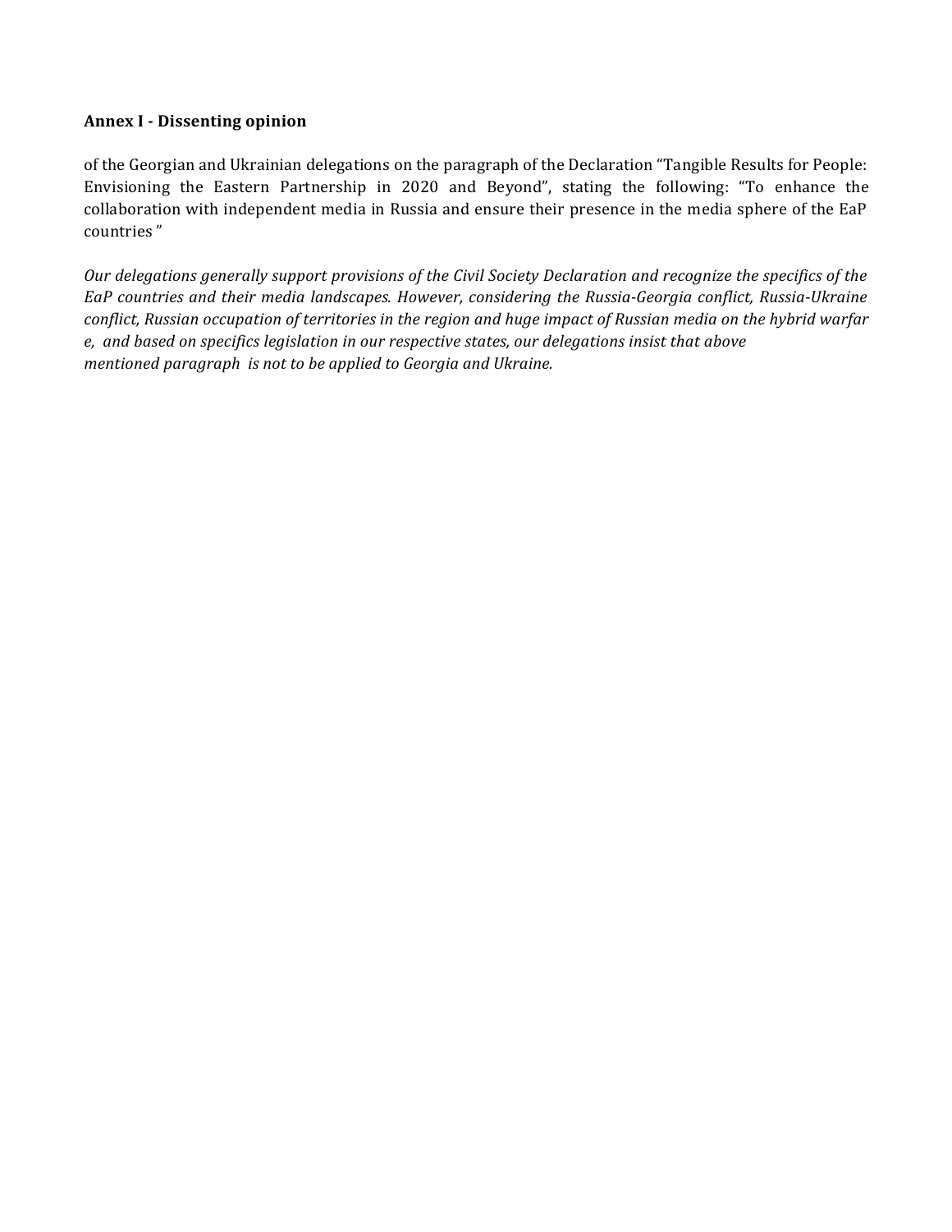**Annex I - Dissenting opinion**

of the Georgian and Ukrainian delegations on the paragraph of the Declaration "Tangible Results for People: Envisioning the Eastern Partnership in 2020 and Beyond", stating the following: "To enhance the collaboration with independent media in Russia and ensure their presence in the media sphere of the EaP countries "

*Our delegations generally support provisions of the Civil Society Declaration and recognize the specifics of the EaP countries and their media landscapes. However, considering the Russia-Georgia conflict, Russia-Ukraine conflict, Russian occupation of territories in the region and huge impact of Russian media on the hybrid warfare, and based on specifics legislation in our respective states, our delegations insist that above mentioned paragraph is not to be applied to Georgia and Ukraine.*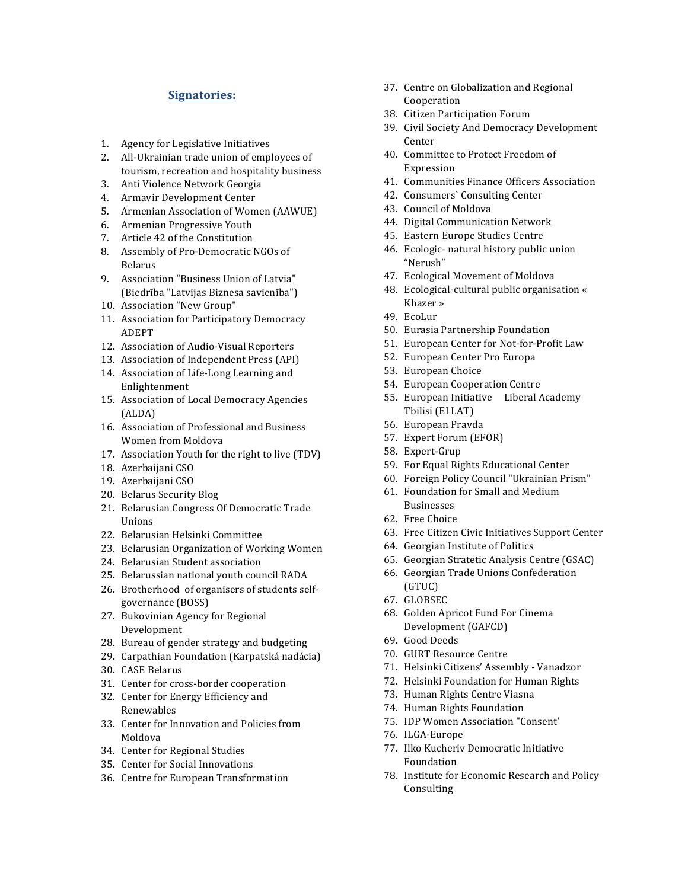## Signatories:

1. Agency for Legislative Initiatives
2. All-Ukrainian trade union of employees of tourism, recreation and hospitality business
3. Anti Violence Network Georgia
4. Armavir Development Center
5. Armenian Association of Women (AAWUE)
6. Armenian Progressive Youth
7. Article 42 of the Constitution
8. Assembly of Pro-Democratic NGOs of Belarus
9. Association "Business Union of Latvia" (Biedrība "Latvijas Biznesa savienība")
10. Association "New Group"
11. Association for Participatory Democracy ADEPT
12. Association of Audio-Visual Reporters
13. Association of Independent Press (API)
14. Association of Life-Long Learning and Enlightenment
15. Association of Local Democracy Agencies (ALDA)
16. Association of Professional and Business Women from Moldova
17. Association Youth for the right to live (TDV)
18. Azerbaijani CSO
19. Azerbaijani CSO
20. Belarus Security Blog
21. Belarusian Congress Of Democratic Trade Unions
22. Belarusian Helsinki Committee
23. Belarusian Organization of Working Women
24. Belarusian Student association
25. Belarussian national youth council RADA
26. Brotherhood of organisers of students self-governance (BOSS)
27. Bukovinian Agency for Regional Development
28. Bureau of gender strategy and budgeting
29. Carpathian Foundation (Karpatská nadácia)
30. CASE Belarus
31. Center for cross-border cooperation
32. Center for Energy Efficiency and Renewables
33. Center for Innovation and Policies from Moldova
34. Center for Regional Studies
35. Center for Social Innovations
36. Centre for European Transformation
37. Centre on Globalization and Regional Cooperation
38. Citizen Participation Forum
39. Civil Society And Democracy Development Center
40. Committee to Protect Freedom of Expression
41. Communities Finance Officers Association
42. Consumers` Consulting Center
43. Council of Moldova
44. Digital Communication Network
45. Eastern Europe Studies Centre
46. Ecologic- natural history public union "Nerush"
47. Ecological Movement of Moldova
48. Ecological-cultural public organisation « Khazer »
49. EcoLur
50. Eurasia Partnership Foundation
51. European Center for Not-for-Profit Law
52. European Center Pro Europa
53. European Choice
54. European Cooperation Centre
55. European Initiative Liberal Academy Tbilisi (EI LAT)
56. European Pravda
57. Expert Forum (EFOR)
58. Expert-Grup
59. For Equal Rights Educational Center
60. Foreign Policy Council "Ukrainian Prism"
61. Foundation for Small and Medium Businesses
62. Free Choice
63. Free Citizen Civic Initiatives Support Center
64. Georgian Institute of Politics
65. Georgian Stratetic Analysis Centre (GSAC)
66. Georgian Trade Unions Confederation (GTUC)
67. GLOBSEC
68. Golden Apricot Fund For Cinema Development (GAFCD)
69. Good Deeds
70. GURT Resource Centre
71. Helsinki Citizens' Assembly - Vanadzor
72. Helsinki Foundation for Human Rights
73. Human Rights Centre Viasna
74. Human Rights Foundation
75. IDP Women Association "Consent'
76. ILGA-Europe
77. Ilko Kucheriv Democratic Initiative Foundation
78. Institute for Economic Research and Policy Consulting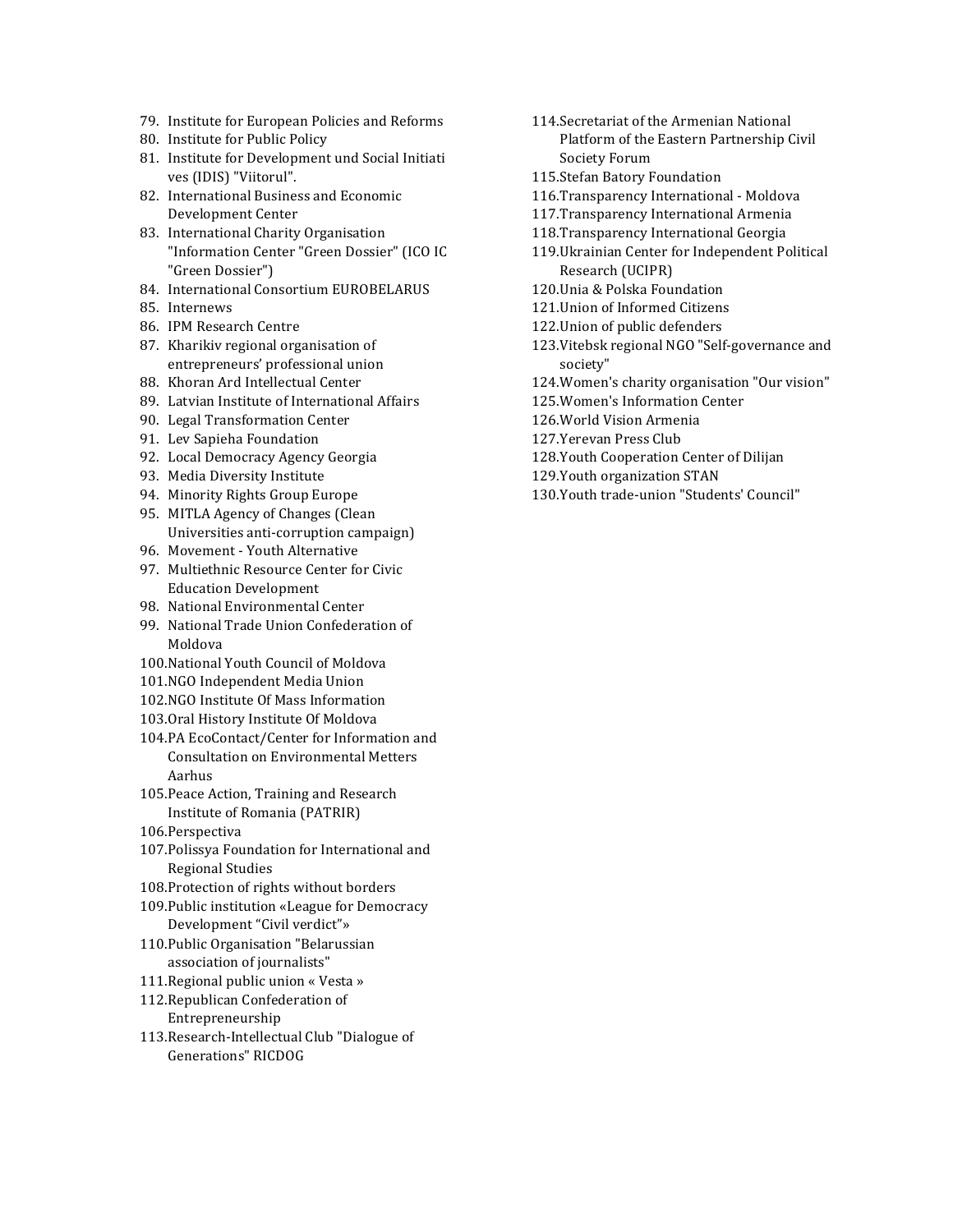79. Institute for European Policies and Reforms
80. Institute for Public Policy
81. Institute for Development und Social Initiati ves (IDIS) "Viitorul".
82. International Business and Economic Development Center
83. International Charity Organisation "Information Center "Green Dossier" (ICO IC "Green Dossier")
84. International Consortium EUROBELARUS
85. Internews
86. IPM Research Centre
87. Kharikiv regional organisation of entrepreneurs' professional union
88. Khoran Ard Intellectual Center
89. Latvian Institute of International Affairs
90. Legal Transformation Center
91. Lev Sapieha Foundation
92. Local Democracy Agency Georgia
93. Media Diversity Institute
94. Minority Rights Group Europe
95. MITLA Agency of Changes (Clean Universities anti-corruption campaign)
96. Movement - Youth Alternative
97. Multiethnic Resource Center for Civic Education Development
98. National Environmental Center
99. National Trade Union Confederation of Moldova
100. National Youth Council of Moldova
101. NGO Independent Media Union
102. NGO Institute Of Mass Information
103. Oral History Institute Of Moldova
104. PA EcoContact/Center for Information and Consultation on Environmental Metters Aarhus
105. Peace Action, Training and Research Institute of Romania (PATRIR)
106. Perspectiva
107. Polissya Foundation for International and Regional Studies
108. Protection of rights without borders
109. Public institution «League for Democracy Development "Civil verdict"»
110. Public Organisation "Belarussian association of journalists"
111. Regional public union « Vesta »
112. Republican Confederation of Entrepreneurship
113. Research-Intellectual Club "Dialogue of Generations" RICDOG
114. Secretariat of the Armenian National Platform of the Eastern Partnership Civil Society Forum
115. Stefan Batory Foundation
116. Transparency International - Moldova
117. Transparency International Armenia
118. Transparency International Georgia
119. Ukrainian Center for Independent Political Research (UCIPR)
120. Unia & Polska Foundation
121. Union of Informed Citizens
122. Union of public defenders
123. Vitebsk regional NGO "Self-governance and society"
124. Women's charity organisation "Our vision"
125. Women's Information Center
126. World Vision Armenia
127. Yerevan Press Club
128. Youth Cooperation Center of Dilijan
129. Youth organization STAN
130. Youth trade-union "Students' Council"